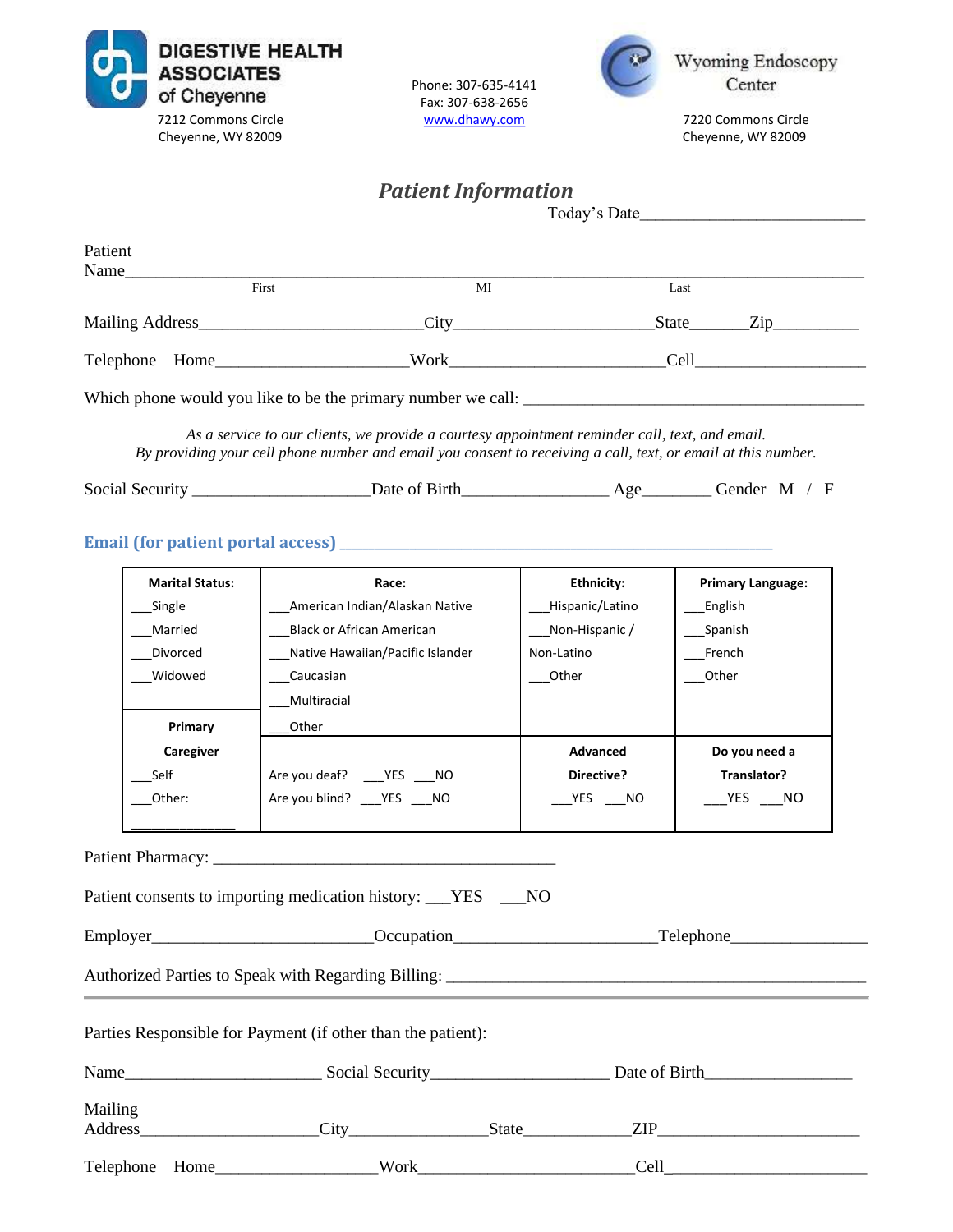**DIGESTIVE HEALTH ASSOCIATES of Cheyenne**
7212 Commons Circle
Cheyenne, WY 82009

Phone: 307-635-4141
Fax: 307-638-2656
www.dhawy.com

**Wyoming Endoscopy Center**
7220 Commons Circle
Cheyenne, WY 82009

# *Patient Information*

Today's Date_________________________

Patient Name_______________________________________________________________________
First MI Last

Mailing Address________________________City______________________State_______Zip__________

Telephone Home_____________________Work________________________Cell____________________

Which phone would you like to be the primary number we call: _________________________________________

*As a service to our clients, we provide a courtesy appointment reminder call, text, and email.*
*By providing your cell phone number and email you consent to receiving a call, text, or email at this number.*

Social Security ____________________Date of Birth________________ Age________ Gender M / F

**Email (for patient portal access)** ________________________________________________________

| Marital Status: | Race: | Ethnicity: | Primary Language: |
|---|---|---|---|
| ___Single<br>___Married<br>___Divorced<br>___Widowed | ___American Indian/Alaskan Native<br>___Black or African American<br>___Native Hawaiian/Pacific Islander<br>___Caucasian<br>___Multiracial<br>___Other | ___Hispanic/Latino<br>___Non-Hispanic / Non-Latino<br>___Other | ___English<br>___Spanish<br>___French<br>___Other |
| **Primary Caregiver**<br>___Self<br>___Other: _____________ | Are you deaf? ___YES ___NO<br>Are you blind? ___YES ___NO | **Advanced Directive?**<br>___YES ___NO | **Do you need a Translator?**<br>___YES ___NO |

Patient Pharmacy: ________________________________________

Patient consents to importing medication history: ___YES ___NO

Employer_________________________Occupation______________________Telephone_______________

Authorized Parties to Speak with Regarding Billing: ________________________________________________

---

Parties Responsible for Payment (if other than the patient):

Name______________________ Social Security____________________ Date of Birth________________

Mailing Address____________________City________________State____________ZIP_______________________

Telephone Home__________________Work________________________Cell_________________________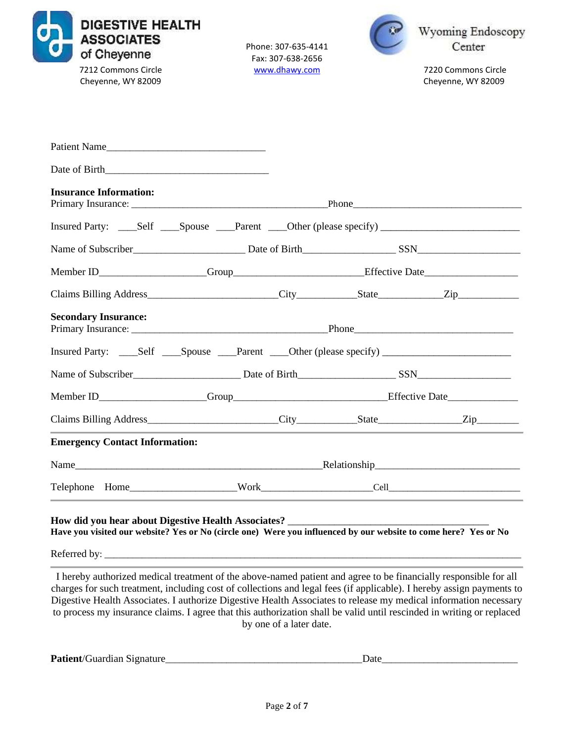**DIGESTIVE HEALTH ASSOCIATES of Cheyenne**
7212 Commons Circle
Cheyenne, WY 82009

Phone: 307-635-4141
Fax: 307-638-2656
www.dhawy.com

**Wyoming Endoscopy Center**
7220 Commons Circle
Cheyenne, WY 82009

Patient Name_______________________________

Date of Birth________________________________

**Insurance Information:**
Primary Insurance: ______________________________________Phone_________________________________

Insured Party: ____Self ____Spouse ____Parent ____Other (please specify) __________________________

Name of Subscriber_____________________ Date of Birth_________________ SSN___________________

Member ID____________________Group________________________Effective Date_________________

Claims Billing Address________________________City___________State____________Zip___________

**Secondary Insurance:**
Primary Insurance: ______________________________________Phone______________________________

Insured Party: ____Self ____Spouse ____Parent ____Other (please specify) ________________________

Name of Subscriber____________________ Date of Birth__________________ SSN_________________

Member ID____________________Group_____________________________Effective Date_____________

Claims Billing Address________________________City___________State_______________Zip________

**Emergency Contact Information:**

Name_______________________________________________Relationship___________________________

Telephone Home____________________Work____________________Cell_________________________

**How did you hear about Digestive Health Associates?** ______________________________________
**Have you visited our website? Yes or No (circle one) Were you influenced by our website to come here? Yes or No**

Referred by: ____________________________________________________________________________

I hereby authorized medical treatment of the above-named patient and agree to be financially responsible for all charges for such treatment, including cost of collections and legal fees (if applicable). I hereby assign payments to Digestive Health Associates. I authorize Digestive Health Associates to release my medical information necessary to process my insurance claims. I agree that this authorization shall be valid until rescinded in writing or replaced by one of a later date.

**Patient**/Guardian Signature_____________________________________Date__________________________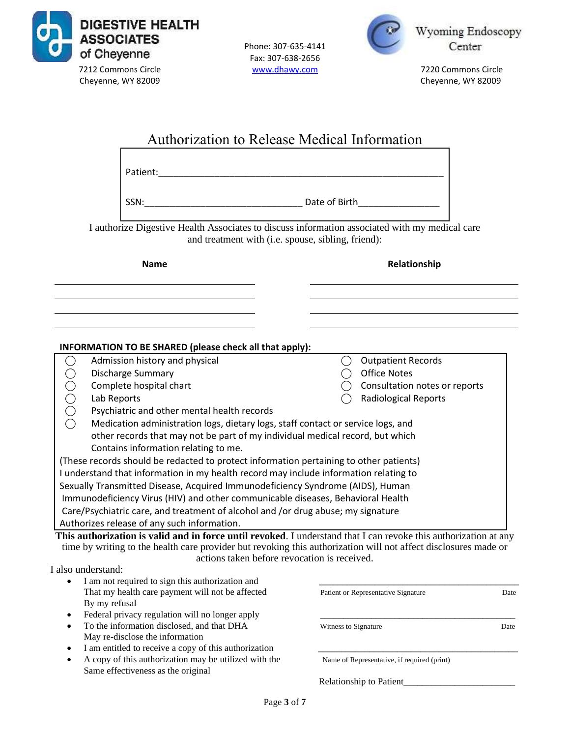**DIGESTIVE HEALTH ASSOCIATES of Cheyenne**
7212 Commons Circle
Cheyenne, WY 82009

Phone: 307-635-4141
Fax: 307-638-2656
www.dhawy.com

**Wyoming Endoscopy Center**
7220 Commons Circle
Cheyenne, WY 82009

# Authorization to Release Medical Information

Patient:_______________________________________________________

SSN:______________________________ Date of Birth_______________

I authorize Digestive Health Associates to discuss information associated with my medical care and treatment with (i.e. spouse, sibling, friend):

| Name | Relationship |
|---|---|
| | |
| | |
| | |
| | |

**INFORMATION TO BE SHARED (please check all that apply):**

- ◯ Admission history and physical
- ◯ Discharge Summary
- ◯ Complete hospital chart
- ◯ Lab Reports
- ◯ Psychiatric and other mental health records
- ◯ Medication administration logs, dietary logs, staff contact or service logs, and other records that may not be part of my individual medical record, but which Contains information relating to me.
- ◯ Outpatient Records
- ◯ Office Notes
- ◯ Consultation notes or reports
- ◯ Radiological Reports

(These records should be redacted to protect information pertaining to other patients)
I understand that information in my health record may include information relating to Sexually Transmitted Disease, Acquired Immunodeficiency Syndrome (AIDS), Human Immunodeficiency Virus (HIV) and other communicable diseases, Behavioral Health Care/Psychiatric care, and treatment of alcohol and /or drug abuse; my signature Authorizes release of any such information.

**This authorization is valid and in force until revoked**. I understand that I can revoke this authorization at any time by writing to the health care provider but revoking this authorization will not affect disclosures made or actions taken before revocation is received.

I also understand:

- I am not required to sign this authorization and That my health care payment will not be affected By my refusal
- Federal privacy regulation will no longer apply
- To the information disclosed, and that DHA May re-disclose the information
- I am entitled to receive a copy of this authorization
- A copy of this authorization may be utilized with the Same effectiveness as the original

_____________________________________________
Patient or Representative Signature Date

_____________________________________________
Witness to Signature Date

_____________________________________________
Name of Representative, if required (print)

Relationship to Patient________________________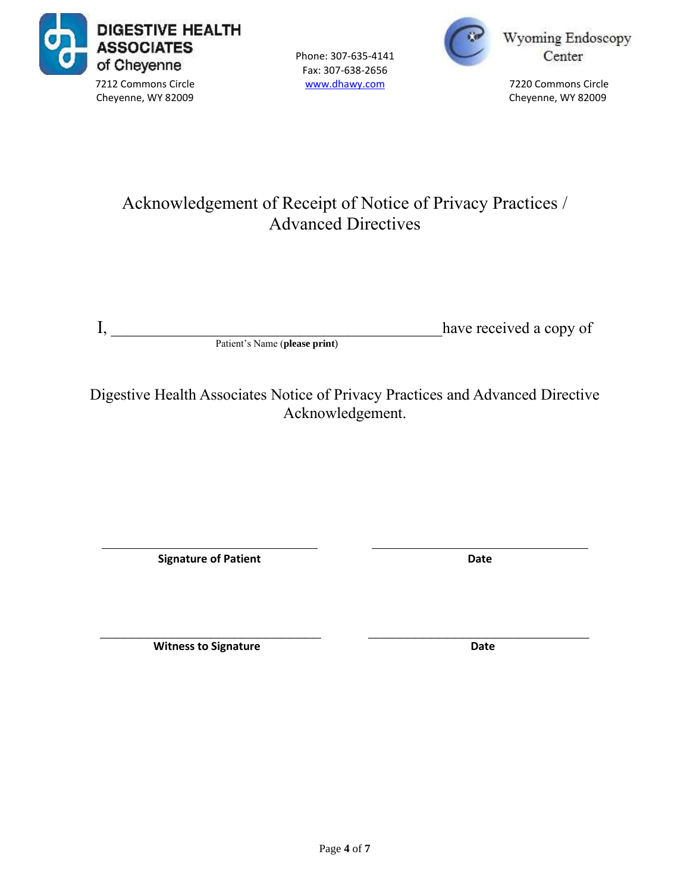**DIGESTIVE HEALTH ASSOCIATES of Cheyenne**
7212 Commons Circle
Cheyenne, WY 82009

Phone: 307-635-4141
Fax: 307-638-2656
www.dhawy.com

**Wyoming Endoscopy Center**
7220 Commons Circle
Cheyenne, WY 82009

# Acknowledgement of Receipt of Notice of Privacy Practices / Advanced Directives

I, ____________________________________________ have received a copy of
Patient's Name (**please print**)

Digestive Health Associates Notice of Privacy Practices and Advanced Directive Acknowledgement.

| ______________________________ | ______________________________ |
|---|---|
| **Signature of Patient** | **Date** |
| ______________________________ | ______________________________ |
| **Witness to Signature** | **Date** |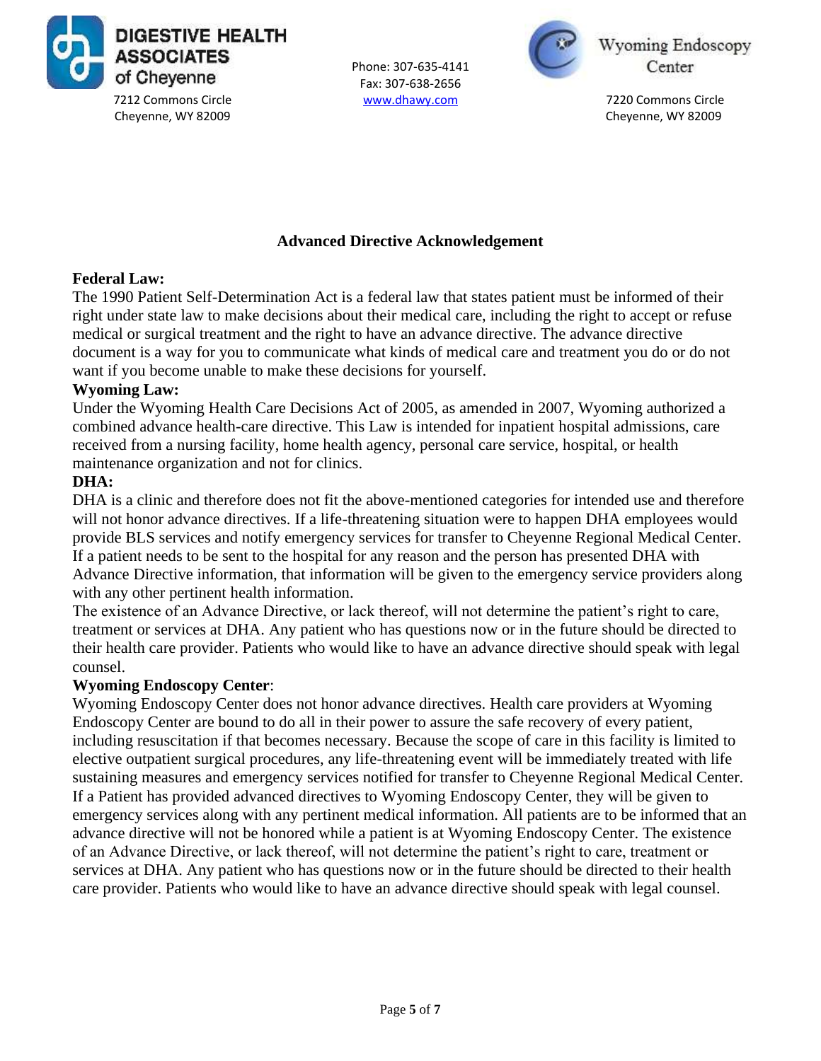**DIGESTIVE HEALTH ASSOCIATES of Cheyenne**
7212 Commons Circle
Cheyenne, WY 82009

Phone: 307-635-4141
Fax: 307-638-2656
www.dhawy.com

**Wyoming Endoscopy Center**
7220 Commons Circle
Cheyenne, WY 82009

## Advanced Directive Acknowledgement

**Federal Law:**
The 1990 Patient Self-Determination Act is a federal law that states patient must be informed of their right under state law to make decisions about their medical care, including the right to accept or refuse medical or surgical treatment and the right to have an advance directive. The advance directive document is a way for you to communicate what kinds of medical care and treatment you do or do not want if you become unable to make these decisions for yourself.

**Wyoming Law:**
Under the Wyoming Health Care Decisions Act of 2005, as amended in 2007, Wyoming authorized a combined advance health-care directive. This Law is intended for inpatient hospital admissions, care received from a nursing facility, home health agency, personal care service, hospital, or health maintenance organization and not for clinics.

**DHA:**
DHA is a clinic and therefore does not fit the above-mentioned categories for intended use and therefore will not honor advance directives. If a life-threatening situation were to happen DHA employees would provide BLS services and notify emergency services for transfer to Cheyenne Regional Medical Center. If a patient needs to be sent to the hospital for any reason and the person has presented DHA with Advance Directive information, that information will be given to the emergency service providers along with any other pertinent health information.
The existence of an Advance Directive, or lack thereof, will not determine the patient's right to care, treatment or services at DHA. Any patient who has questions now or in the future should be directed to their health care provider. Patients who would like to have an advance directive should speak with legal counsel.

**Wyoming Endoscopy Center**:
Wyoming Endoscopy Center does not honor advance directives. Health care providers at Wyoming Endoscopy Center are bound to do all in their power to assure the safe recovery of every patient, including resuscitation if that becomes necessary. Because the scope of care in this facility is limited to elective outpatient surgical procedures, any life-threatening event will be immediately treated with life sustaining measures and emergency services notified for transfer to Cheyenne Regional Medical Center. If a Patient has provided advanced directives to Wyoming Endoscopy Center, they will be given to emergency services along with any pertinent medical information. All patients are to be informed that an advance directive will not be honored while a patient is at Wyoming Endoscopy Center. The existence of an Advance Directive, or lack thereof, will not determine the patient's right to care, treatment or services at DHA. Any patient who has questions now or in the future should be directed to their health care provider. Patients who would like to have an advance directive should speak with legal counsel.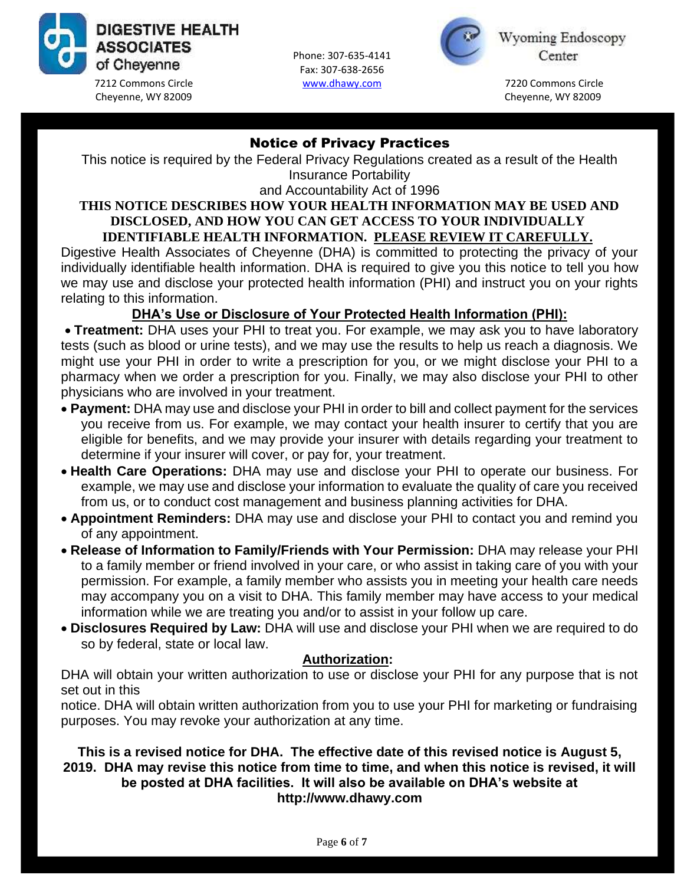**DIGESTIVE HEALTH ASSOCIATES of Cheyenne**
7212 Commons Circle
Cheyenne, WY 82009

Phone: 307-635-4141
Fax: 307-638-2656
www.dhawy.com

**Wyoming Endoscopy Center**
7220 Commons Circle
Cheyenne, WY 82009

## Notice of Privacy Practices

This notice is required by the Federal Privacy Regulations created as a result of the Health Insurance Portability and Accountability Act of 1996

**THIS NOTICE DESCRIBES HOW YOUR HEALTH INFORMATION MAY BE USED AND DISCLOSED, AND HOW YOU CAN GET ACCESS TO YOUR INDIVIDUALLY IDENTIFIABLE HEALTH INFORMATION. PLEASE REVIEW IT CAREFULLY.**

Digestive Health Associates of Cheyenne (DHA) is committed to protecting the privacy of your individually identifiable health information. DHA is required to give you this notice to tell you how we may use and disclose your protected health information (PHI) and instruct you on your rights relating to this information.

### DHA's Use or Disclosure of Your Protected Health Information (PHI):

- **Treatment:** DHA uses your PHI to treat you. For example, we may ask you to have laboratory tests (such as blood or urine tests), and we may use the results to help us reach a diagnosis. We might use your PHI in order to write a prescription for you, or we might disclose your PHI to a pharmacy when we order a prescription for you. Finally, we may also disclose your PHI to other physicians who are involved in your treatment.
- **Payment:** DHA may use and disclose your PHI in order to bill and collect payment for the services you receive from us. For example, we may contact your health insurer to certify that you are eligible for benefits, and we may provide your insurer with details regarding your treatment to determine if your insurer will cover, or pay for, your treatment.
- **Health Care Operations:** DHA may use and disclose your PHI to operate our business. For example, we may use and disclose your information to evaluate the quality of care you received from us, or to conduct cost management and business planning activities for DHA.
- **Appointment Reminders:** DHA may use and disclose your PHI to contact you and remind you of any appointment.
- **Release of Information to Family/Friends with Your Permission:** DHA may release your PHI to a family member or friend involved in your care, or who assist in taking care of you with your permission. For example, a family member who assists you in meeting your health care needs may accompany you on a visit to DHA. This family member may have access to your medical information while we are treating you and/or to assist in your follow up care.
- **Disclosures Required by Law:** DHA will use and disclose your PHI when we are required to do so by federal, state or local law.

### Authorization:

DHA will obtain your written authorization to use or disclose your PHI for any purpose that is not set out in this notice. DHA will obtain written authorization from you to use your PHI for marketing or fundraising purposes. You may revoke your authorization at any time.

**This is a revised notice for DHA. The effective date of this revised notice is August 5, 2019. DHA may revise this notice from time to time, and when this notice is revised, it will be posted at DHA facilities. It will also be available on DHA's website at http://www.dhawy.com**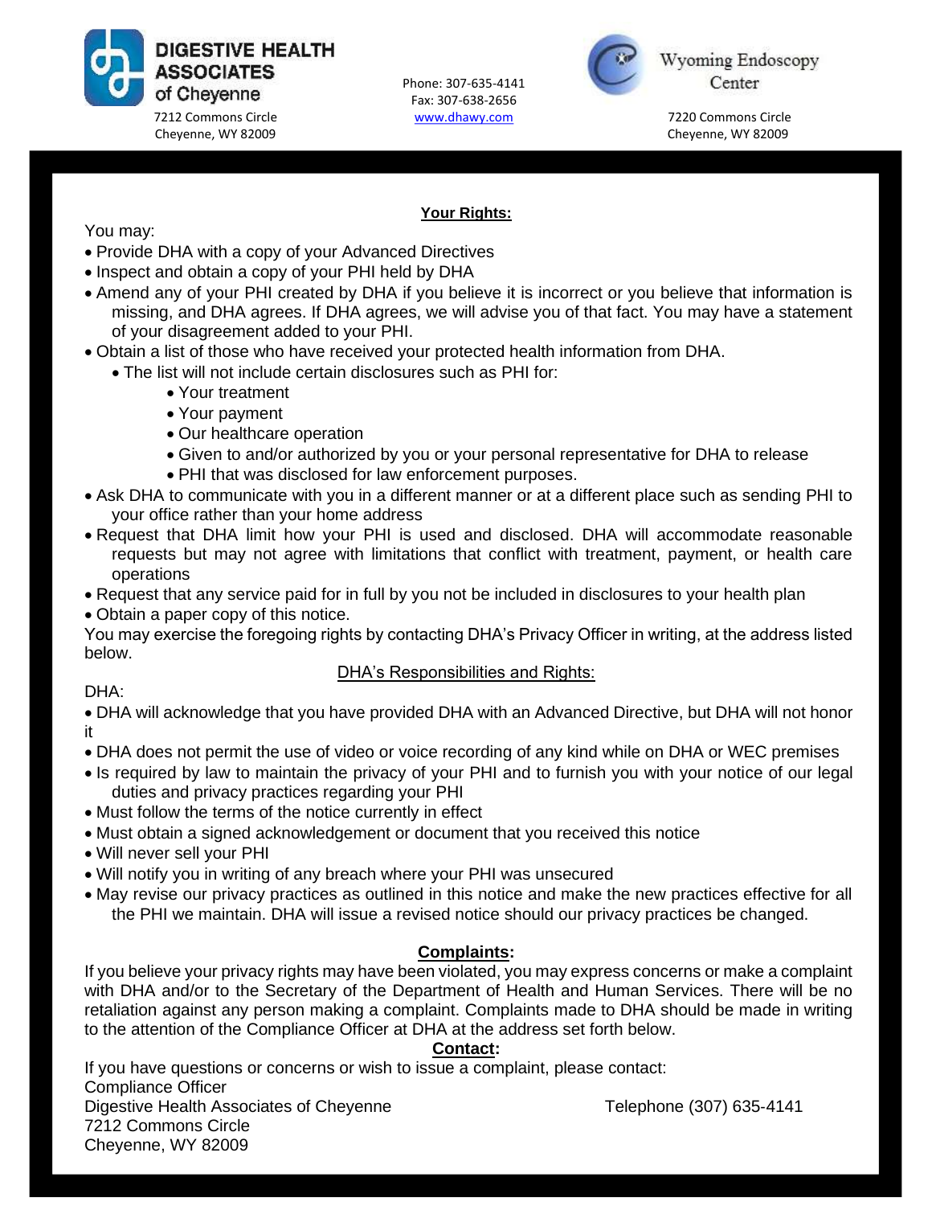DIGESTIVE HEALTH ASSOCIATES of Cheyenne
7212 Commons Circle
Cheyenne, WY 82009

Phone: 307-635-4141
Fax: 307-638-2656
www.dhawy.com

Wyoming Endoscopy Center
7220 Commons Circle
Cheyenne, WY 82009

**Your Rights:**

You may:

- Provide DHA with a copy of your Advanced Directives
- Inspect and obtain a copy of your PHI held by DHA
- Amend any of your PHI created by DHA if you believe it is incorrect or you believe that information is missing, and DHA agrees. If DHA agrees, we will advise you of that fact. You may have a statement of your disagreement added to your PHI.
- Obtain a list of those who have received your protected health information from DHA.
  - The list will not include certain disclosures such as PHI for:
    - Your treatment
    - Your payment
    - Our healthcare operation
    - Given to and/or authorized by you or your personal representative for DHA to release
    - PHI that was disclosed for law enforcement purposes.
- Ask DHA to communicate with you in a different manner or at a different place such as sending PHI to your office rather than your home address
- Request that DHA limit how your PHI is used and disclosed. DHA will accommodate reasonable requests but may not agree with limitations that conflict with treatment, payment, or health care operations
- Request that any service paid for in full by you not be included in disclosures to your health plan
- Obtain a paper copy of this notice.

You may exercise the foregoing rights by contacting DHA's Privacy Officer in writing, at the address listed below.

DHA's Responsibilities and Rights:

DHA:

- DHA will acknowledge that you have provided DHA with an Advanced Directive, but DHA will not honor it
- DHA does not permit the use of video or voice recording of any kind while on DHA or WEC premises
- Is required by law to maintain the privacy of your PHI and to furnish you with your notice of our legal duties and privacy practices regarding your PHI
- Must follow the terms of the notice currently in effect
- Must obtain a signed acknowledgement or document that you received this notice
- Will never sell your PHI
- Will notify you in writing of any breach where your PHI was unsecured
- May revise our privacy practices as outlined in this notice and make the new practices effective for all the PHI we maintain. DHA will issue a revised notice should our privacy practices be changed.

**Complaints:**

If you believe your privacy rights may have been violated, you may express concerns or make a complaint with DHA and/or to the Secretary of the Department of Health and Human Services. There will be no retaliation against any person making a complaint. Complaints made to DHA should be made in writing to the attention of the Compliance Officer at DHA at the address set forth below.

**Contact:**

If you have questions or concerns or wish to issue a complaint, please contact:

Compliance Officer
Digestive Health Associates of Cheyenne
7212 Commons Circle
Cheyenne, WY 82009

Telephone (307) 635-4141